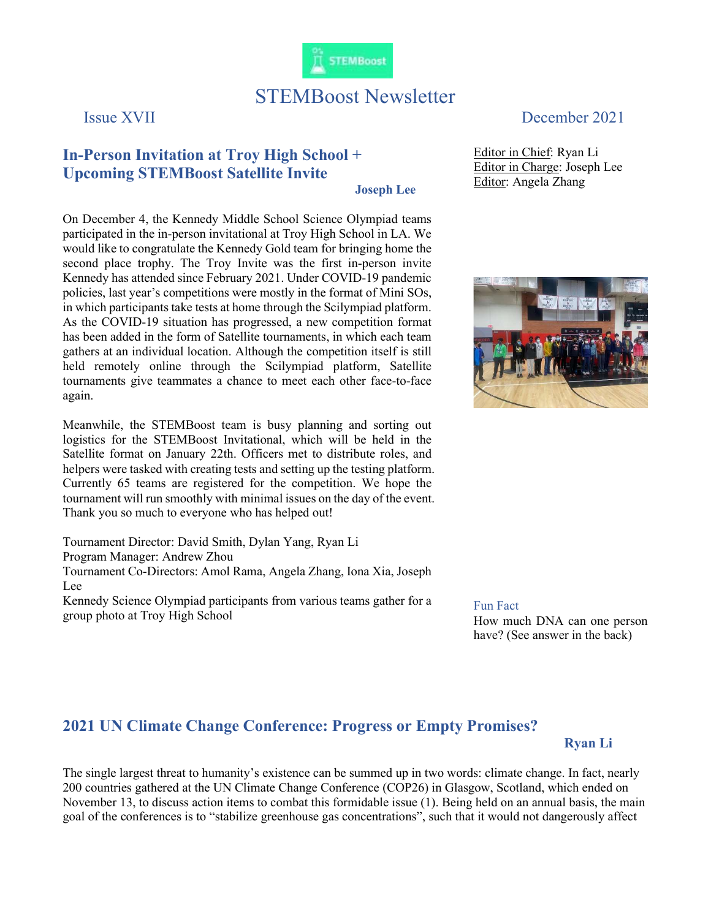# STEMBoost Newsletter

Issue XVII

December 2021

Editor in Chief: Ryan Li
Editor in Charge: Joseph Lee
Editor: Angela Zhang

## In-Person Invitation at Troy High School + Upcoming STEMBoost Satellite Invite

**Joseph Lee**

On December 4, the Kennedy Middle School Science Olympiad teams participated in the in-person invitational at Troy High School in LA. We would like to congratulate the Kennedy Gold team for bringing home the second place trophy. The Troy Invite was the first in-person invite Kennedy has attended since February 2021. Under COVID-19 pandemic policies, last year's competitions were mostly in the format of Mini SOs, in which participants take tests at home through the Scilympiad platform. As the COVID-19 situation has progressed, a new competition format has been added in the form of Satellite tournaments, in which each team gathers at an individual location. Although the competition itself is still held remotely online through the Scilympiad platform, Satellite tournaments give teammates a chance to meet each other face-to-face again.

Meanwhile, the STEMBoost team is busy planning and sorting out logistics for the STEMBoost Invitational, which will be held in the Satellite format on January 22th. Officers met to distribute roles, and helpers were tasked with creating tests and setting up the testing platform. Currently 65 teams are registered for the competition. We hope the tournament will run smoothly with minimal issues on the day of the event. Thank you so much to everyone who has helped out!

Tournament Director: David Smith, Dylan Yang, Ryan Li
Program Manager: Andrew Zhou
Tournament Co-Directors: Amol Rama, Angela Zhang, Iona Xia, Joseph Lee

Kennedy Science Olympiad participants from various teams gather for a group photo at Troy High School

**Fun Fact**

How much DNA can one person have? (See answer in the back)

## 2021 UN Climate Change Conference: Progress or Empty Promises?

**Ryan Li**

The single largest threat to humanity's existence can be summed up in two words: climate change. In fact, nearly 200 countries gathered at the UN Climate Change Conference (COP26) in Glasgow, Scotland, which ended on November 13, to discuss action items to combat this formidable issue (1). Being held on an annual basis, the main goal of the conferences is to "stabilize greenhouse gas concentrations", such that it would not dangerously affect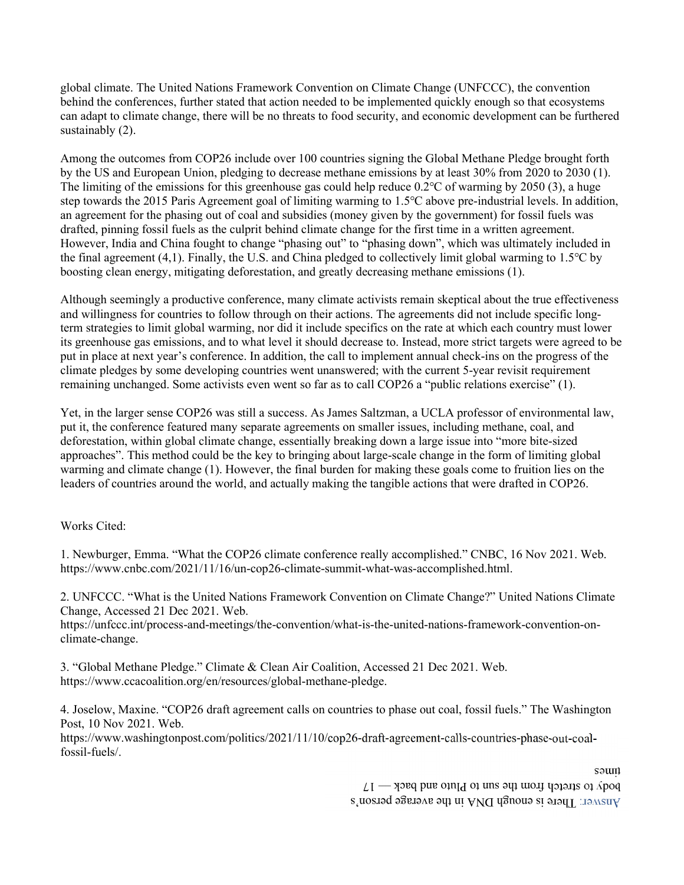global climate. The United Nations Framework Convention on Climate Change (UNFCCC), the convention behind the conferences, further stated that action needed to be implemented quickly enough so that ecosystems can adapt to climate change, there will be no threats to food security, and economic development can be furthered sustainably (2).

Among the outcomes from COP26 include over 100 countries signing the Global Methane Pledge brought forth by the US and European Union, pledging to decrease methane emissions by at least 30% from 2020 to 2030 (1). The limiting of the emissions for this greenhouse gas could help reduce 0.2°C of warming by 2050 (3), a huge step towards the 2015 Paris Agreement goal of limiting warming to 1.5°C above pre-industrial levels. In addition, an agreement for the phasing out of coal and subsidies (money given by the government) for fossil fuels was drafted, pinning fossil fuels as the culprit behind climate change for the first time in a written agreement. However, India and China fought to change "phasing out" to "phasing down", which was ultimately included in the final agreement (4,1). Finally, the U.S. and China pledged to collectively limit global warming to 1.5°C by boosting clean energy, mitigating deforestation, and greatly decreasing methane emissions (1).

Although seemingly a productive conference, many climate activists remain skeptical about the true effectiveness and willingness for countries to follow through on their actions. The agreements did not include specific long-term strategies to limit global warming, nor did it include specifics on the rate at which each country must lower its greenhouse gas emissions, and to what level it should decrease to. Instead, more strict targets were agreed to be put in place at next year's conference. In addition, the call to implement annual check-ins on the progress of the climate pledges by some developing countries went unanswered; with the current 5-year revisit requirement remaining unchanged. Some activists even went so far as to call COP26 a "public relations exercise" (1).

Yet, in the larger sense COP26 was still a success. As James Saltzman, a UCLA professor of environmental law, put it, the conference featured many separate agreements on smaller issues, including methane, coal, and deforestation, within global climate change, essentially breaking down a large issue into "more bite-sized approaches". This method could be the key to bringing about large-scale change in the form of limiting global warming and climate change (1). However, the final burden for making these goals come to fruition lies on the leaders of countries around the world, and actually making the tangible actions that were drafted in COP26.

Works Cited:

1. Newburger, Emma. "What the COP26 climate conference really accomplished." CNBC, 16 Nov 2021. Web. https://www.cnbc.com/2021/11/16/un-cop26-climate-summit-what-was-accomplished.html.

2. UNFCCC. "What is the United Nations Framework Convention on Climate Change?" United Nations Climate Change, Accessed 21 Dec 2021. Web. https://unfccc.int/process-and-meetings/the-convention/what-is-the-united-nations-framework-convention-on-climate-change.

3. "Global Methane Pledge." Climate & Clean Air Coalition, Accessed 21 Dec 2021. Web. https://www.ccacoalition.org/en/resources/global-methane-pledge.

4. Joselow, Maxine. "COP26 draft agreement calls on countries to phase out coal, fossil fuels." The Washington Post, 10 Nov 2021. Web. https://www.washingtonpost.com/politics/2021/11/10/cop26-draft-agreement-calls-countries-phase-out-coal-fossil-fuels/.

Answer: There is enough DNA in the average person's body to stretch from the sun to Pluto and back — 17 times